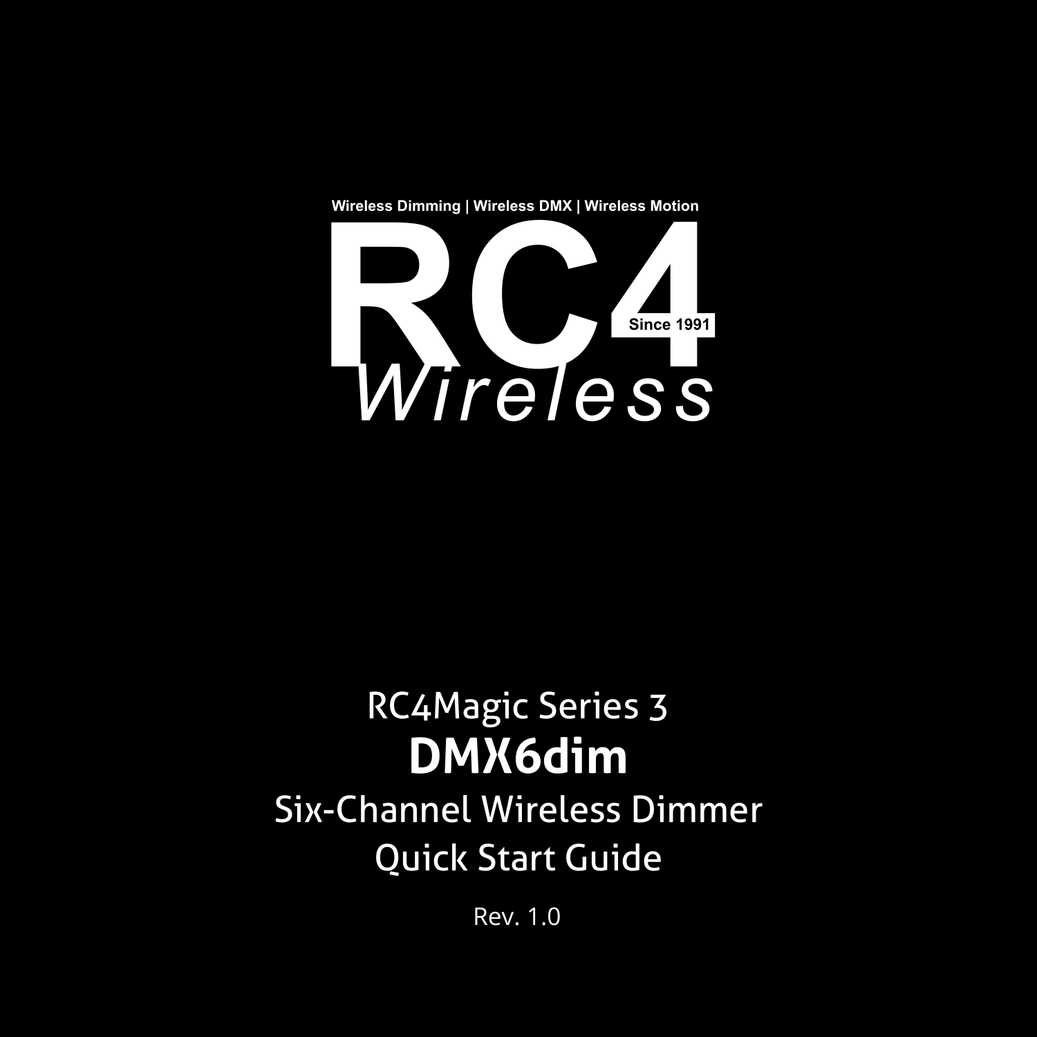Wireless Dimming | Wireless DMX | Wireless Motion

# RC4 Wireless

Since 1991

RC4Magic Series 3

# DMX6dim

## Six-Channel Wireless Dimmer

## Quick Start Guide

Rev. 1.0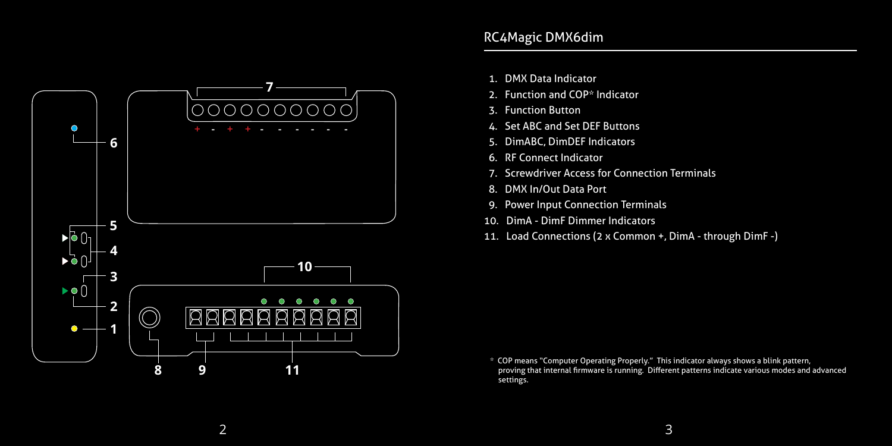## RC4Magic DMX6dim

1. DMX Data Indicator
2. Function and COP* Indicator
3. Function Button
4. Set ABC and Set DEF Buttons
5. DimABC, DimDEF Indicators
6. RF Connect Indicator
7. Screwdriver Access for Connection Terminals
8. DMX In/Out Data Port
9. Power Input Connection Terminals
10. DimA - DimF Dimmer Indicators
11. Load Connections (2 x Common +, DimA - through DimF -)

\* COP means "Computer Operating Properly." This indicator always shows a blink pattern, proving that internal firmware is running. Different patterns indicate various modes and advanced settings.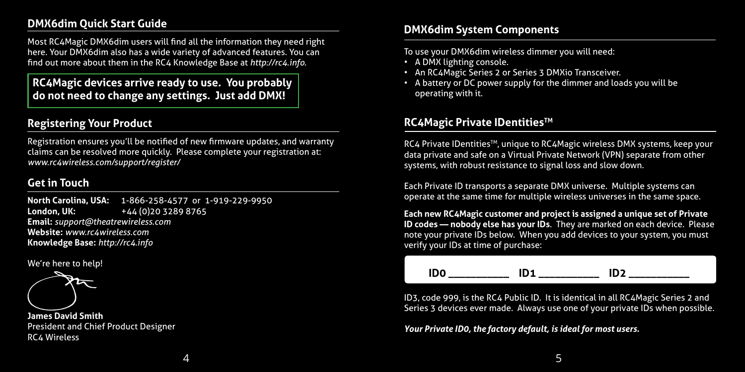## DMX6dim Quick Start Guide

Most RC4Magic DMX6dim users will find all the information they need right here. Your DMX6dim also has a wide variety of advanced features. You can find out more about them in the RC4 Knowledge Base at *http://rc4.info*.

**RC4Magic devices arrive ready to use. You probably do not need to change any settings. Just add DMX!**

## Registering Your Product

Registration ensures you'll be notified of new firmware updates, and warranty claims can be resolved more quickly. Please complete your registration at: *www.rc4wireless.com/support/register/*

## Get in Touch

**North Carolina, USA:** 1-866-258-4577 or 1-919-229-9950
**London, UK:** +44 (0)20 3289 8765
**Email:** *support@theatrewireless.com*
**Website:** *www.rc4wireless.com*
**Knowledge Base:** *http://rc4.info*

We're here to help!

**James David Smith**
President and Chief Product Designer
RC4 Wireless

## DMX6dim System Components

To use your DMX6dim wireless dimmer you will need:

- A DMX lighting console.
- An RC4Magic Series 2 or Series 3 DMXio Transceiver.
- A battery or DC power supply for the dimmer and loads you will be operating with it.

## RC4Magic Private IDentities™

RC4 Private IDentities™, unique to RC4Magic wireless DMX systems, keep your data private and safe on a Virtual Private Network (VPN) separate from other systems, with robust resistance to signal loss and slow down.

Each Private ID transports a separate DMX universe. Multiple systems can operate at the same time for multiple wireless universes in the same space.

**Each new RC4Magic customer and project is assigned a unique set of Private ID codes — nobody else has your IDs**. They are marked on each device. Please note your private IDs below. When you add devices to your system, you must verify your IDs at time of purchase:

**ID0 __________ ID1 __________ ID2 __________**

ID3, code 999, is the RC4 Public ID. It is identical in all RC4Magic Series 2 and Series 3 devices ever made. Always use one of your private IDs when possible.

***Your Private ID0, the factory default, is ideal for most users.***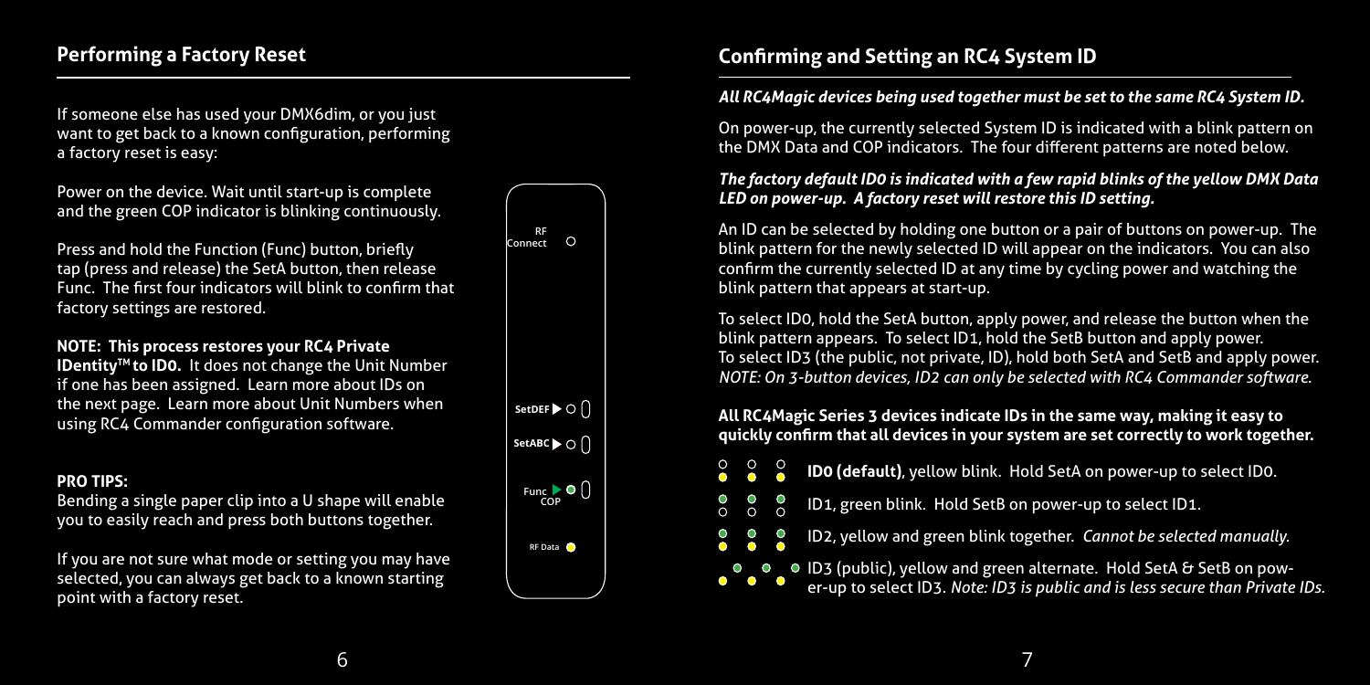## Performing a Factory Reset

If someone else has used your DMX6dim, or you just want to get back to a known configuration, performing a factory reset is easy:

Power on the device. Wait until start-up is complete and the green COP indicator is blinking continuously.

Press and hold the Function (Func) button, briefly tap (press and release) the SetA button, then release Func. The first four indicators will blink to confirm that factory settings are restored.

**NOTE: This process restores your RC4 Private IDentity™ to ID0.** It does not change the Unit Number if one has been assigned. Learn more about IDs on the next page. Learn more about Unit Numbers when using RC4 Commander configuration software.

**PRO TIPS:**

Bending a single paper clip into a U shape will enable you to easily reach and press both buttons together.

If you are not sure what mode or setting you may have selected, you can always get back to a known starting point with a factory reset.

RF Connect

SetDEF ▶

SetABC ▶

Func ▶ COP

RF Data

## Confirming and Setting an RC4 System ID

***All RC4Magic devices being used together must be set to the same RC4 System ID.***

On power-up, the currently selected System ID is indicated with a blink pattern on the DMX Data and COP indicators. The four different patterns are noted below.

***The factory default ID0 is indicated with a few rapid blinks of the yellow DMX Data LED on power-up. A factory reset will restore this ID setting.***

An ID can be selected by holding one button or a pair of buttons on power-up. The blink pattern for the newly selected ID will appear on the indicators. You can also confirm the currently selected ID at any time by cycling power and watching the blink pattern that appears at start-up.

To select ID0, hold the SetA button, apply power, and release the button when the blink pattern appears. To select ID1, hold the SetB button and apply power. To select ID3 (the public, not private, ID), hold both SetA and SetB and apply power. *NOTE: On 3-button devices, ID2 can only be selected with RC4 Commander software.*

**All RC4Magic Series 3 devices indicate IDs in the same way, making it easy to quickly confirm that all devices in your system are set correctly to work together.**

- **ID0 (default)**, yellow blink. Hold SetA on power-up to select ID0.
- ID1, green blink. Hold SetB on power-up to select ID1.
- ID2, yellow and green blink together. *Cannot be selected manually.*
- ID3 (public), yellow and green alternate. Hold SetA & SetB on power-up to select ID3. *Note: ID3 is public and is less secure than Private IDs.*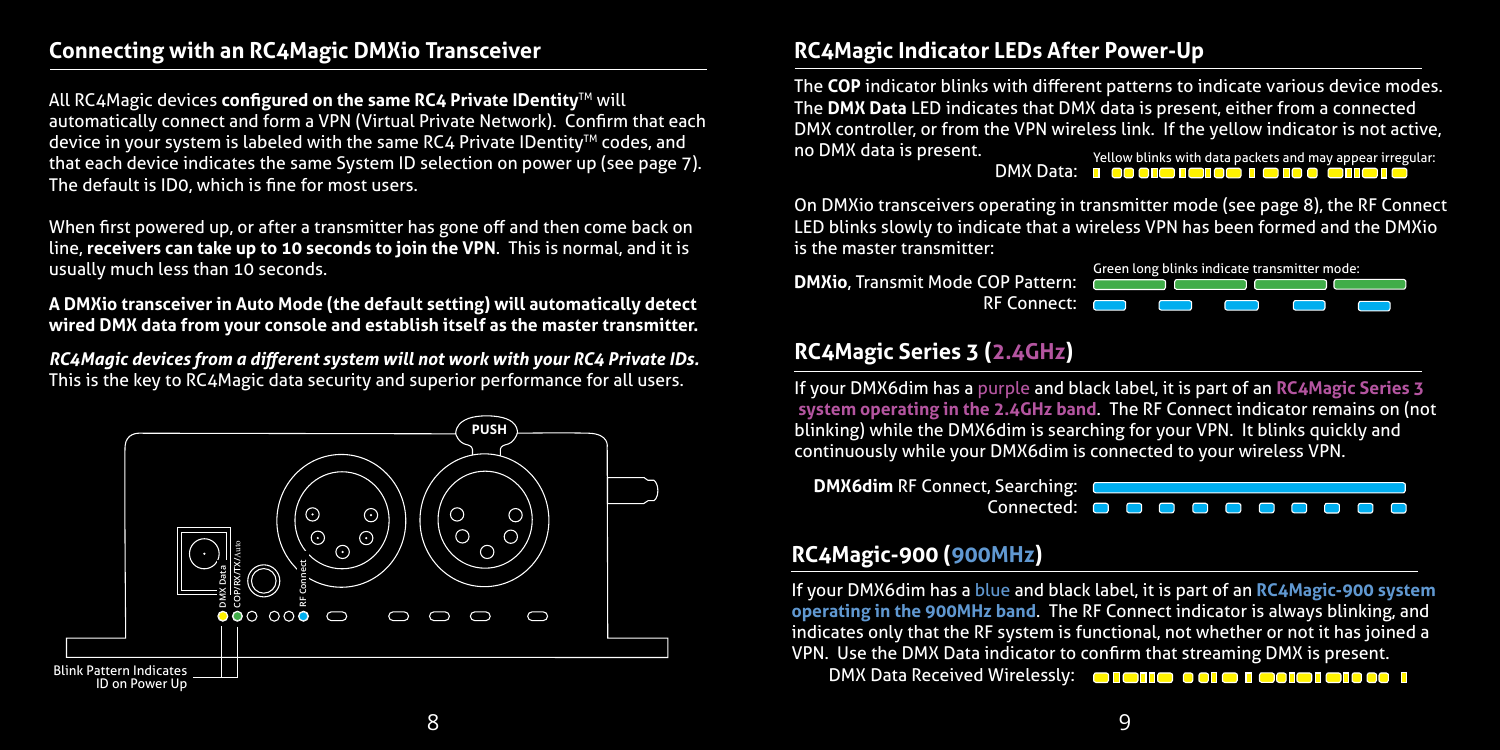## Connecting with an RC4Magic DMXio Transceiver

All RC4Magic devices **configured on the same RC4 Private IDentity**™ will automatically connect and form a VPN (Virtual Private Network). Confirm that each device in your system is labeled with the same RC4 Private IDentity™ codes, and that each device indicates the same System ID selection on power up (see page 7). The default is ID0, which is fine for most users.

When first powered up, or after a transmitter has gone off and then come back on line, **receivers can take up to 10 seconds to join the VPN**. This is normal, and it is usually much less than 10 seconds.

**A DMXio transceiver in Auto Mode (the default setting) will automatically detect wired DMX data from your console and establish itself as the master transmitter.**

***RC4Magic devices from a different system will not work with your RC4 Private IDs.*** This is the key to RC4Magic data security and superior performance for all users.

PUSH

DMX Data

COP/RX/TX/Auto

RF Connect

Blink Pattern Indicates ID on Power Up

## RC4Magic Indicator LEDs After Power-Up

The **COP** indicator blinks with different patterns to indicate various device modes. The **DMX Data** LED indicates that DMX data is present, either from a connected DMX controller, or from the VPN wireless link. If the yellow indicator is not active, no DMX data is present.

DMX Data: Yellow blinks with data packets and may appear irregular:

On DMXio transceivers operating in transmitter mode (see page 8), the RF Connect LED blinks slowly to indicate that a wireless VPN has been formed and the DMXio is the master transmitter:

**DMXio**, Transmit Mode COP Pattern: Green long blinks indicate transmitter mode:

RF Connect:

## RC4Magic Series 3 (2.4GHz)

If your DMX6dim has a purple and black label, it is part of an **RC4Magic Series 3 system operating in the 2.4GHz band**. The RF Connect indicator remains on (not blinking) while the DMX6dim is searching for your VPN. It blinks quickly and continuously while your DMX6dim is connected to your wireless VPN.

**DMX6dim** RF Connect, Searching:

Connected:

## RC4Magic-900 (900MHz)

If your DMX6dim has a blue and black label, it is part of an **RC4Magic-900 system operating in the 900MHz band**. The RF Connect indicator is always blinking, and indicates only that the RF system is functional, not whether or not it has joined a VPN. Use the DMX Data indicator to confirm that streaming DMX is present.

DMX Data Received Wirelessly: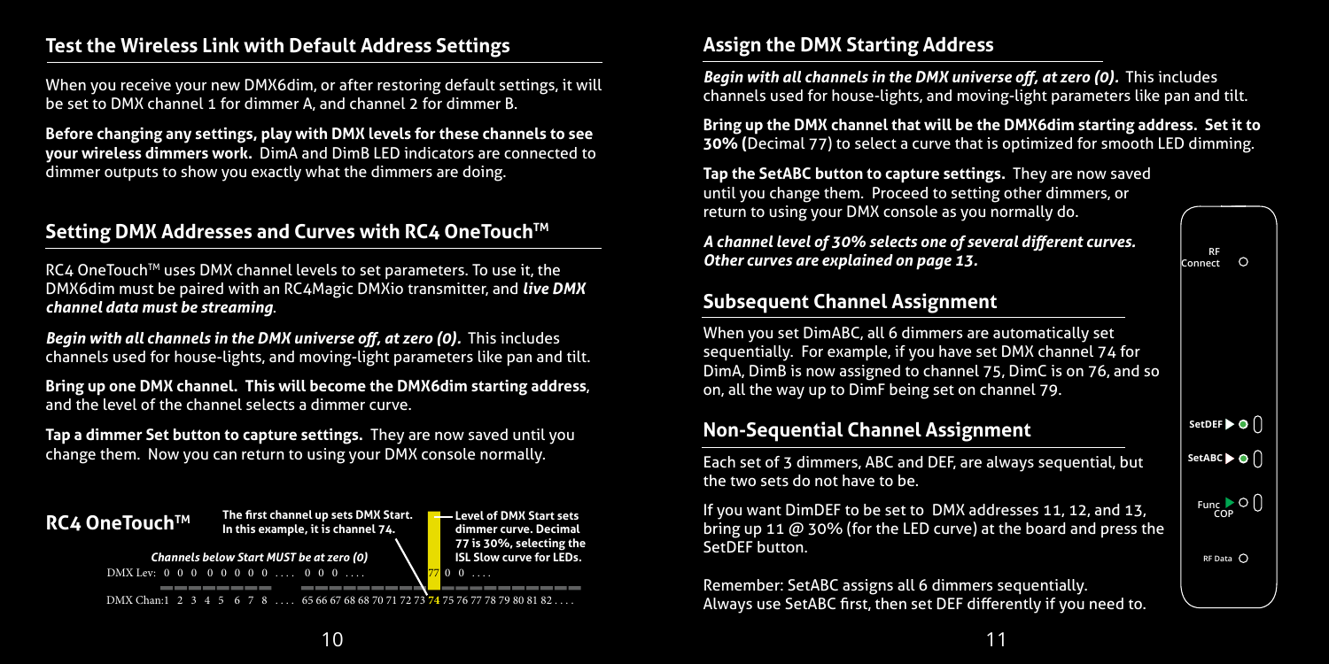## Test the Wireless Link with Default Address Settings

When you receive your new DMX6dim, or after restoring default settings, it will be set to DMX channel 1 for dimmer A, and channel 2 for dimmer B.

**Before changing any settings, play with DMX levels for these channels to see your wireless dimmers work.** DimA and DimB LED indicators are connected to dimmer outputs to show you exactly what the dimmers are doing.

## Setting DMX Addresses and Curves with RC4 OneTouch™

RC4 OneTouch™ uses DMX channel levels to set parameters. To use it, the DMX6dim must be paired with an RC4Magic DMXio transmitter, and ***live DMX channel data must be streaming***.

***Begin with all channels in the DMX universe off, at zero (0).*** This includes channels used for house-lights, and moving-light parameters like pan and tilt.

**Bring up one DMX channel. This will become the DMX6dim starting address**, and the level of the channel selects a dimmer curve.

**Tap a dimmer Set button to capture settings.** They are now saved until you change them. Now you can return to using your DMX console normally.

**RC4 OneTouch™**

**The first channel up sets DMX Start. In this example, it is channel 74.**

**Level of DMX Start sets dimmer curve. Decimal 77 is 30%, selecting the ISL Slow curve for LEDs.**

***Channels below Start MUST be at zero (0)***

DMX Lev: 0 0 0 0 0 0 0 0 .... 0 0 0 .... 77 0 0 ....

DMX Chan:1 2 3 4 5 6 7 8 .... 65 66 67 68 68 70 71 72 73 **74** 75 76 77 78 79 80 81 82 ....

## Assign the DMX Starting Address

***Begin with all channels in the DMX universe off, at zero (0).*** This includes channels used for house-lights, and moving-light parameters like pan and tilt.

**Bring up the DMX channel that will be the DMX6dim starting address. Set it to 30% (**Decimal 77) to select a curve that is optimized for smooth LED dimming.

**Tap the SetABC button to capture settings.** They are now saved until you change them. Proceed to setting other dimmers, or return to using your DMX console as you normally do.

***A channel level of 30% selects one of several different curves. Other curves are explained on page 13.***

## Subsequent Channel Assignment

When you set DimABC, all 6 dimmers are automatically set sequentially. For example, if you have set DMX channel 74 for DimA, DimB is now assigned to channel 75, DimC is on 76, and so on, all the way up to DimF being set on channel 79.

## Non-Sequential Channel Assignment

Each set of 3 dimmers, ABC and DEF, are always sequential, but the two sets do not have to be.

If you want DimDEF to be set to DMX addresses 11, 12, and 13, bring up 11 @ 30% (for the LED curve) at the board and press the SetDEF button.

Remember: SetABC assigns all 6 dimmers sequentially. Always use SetABC first, then set DEF differently if you need to.

RF Connect

SetDEF

SetABC

Func COP

RF Data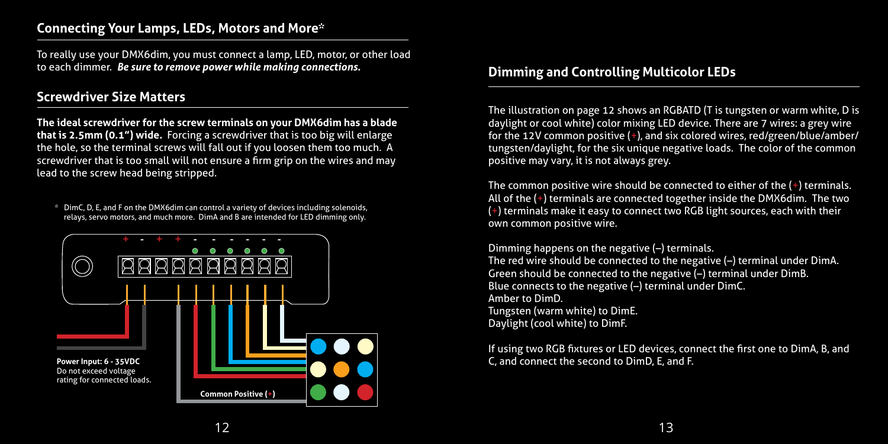## Connecting Your Lamps, LEDs, Motors and More*

To really use your DMX6dim, you must connect a lamp, LED, motor, or other load to each dimmer. ***Be sure to remove power while making connections.***

### Screwdriver Size Matters

**The ideal screwdriver for the screw terminals on your DMX6dim has a blade that is 2.5mm (0.1") wide.** Forcing a screwdriver that is too big will enlarge the hole, so the terminal screws will fall out if you loosen them too much. A screwdriver that is too small will not ensure a firm grip on the wires and may lead to the screw head being stripped.

\* DimC, D, E, and F on the DMX6dim can control a variety of devices including solenoids, relays, servo motors, and much more. DimA and B are intended for LED dimming only.

**Power Input: 6 - 35VDC**
Do not exceed voltage rating for connected loads.

**Common Positive (+)**

## Dimming and Controlling Multicolor LEDs

The illustration on page 12 shows an RGBATD (T is tungsten or warm white, D is daylight or cool white) color mixing LED device. There are 7 wires: a grey wire for the 12V common positive (+), and six colored wires, red/green/blue/amber/tungsten/daylight, for the six unique negative loads. The color of the common positive may vary, it is not always grey.

The common positive wire should be connected to either of the (+) terminals. All of the (+) terminals are connected together inside the DMX6dim. The two (+) terminals make it easy to connect two RGB light sources, each with their own common positive wire.

Dimming happens on the negative (–) terminals.
The red wire should be connected to the negative (–) terminal under DimA.
Green should be connected to the negative (–) terminal under DimB.
Blue connects to the negative (–) terminal under DimC.
Amber to DimD.
Tungsten (warm white) to DimE.
Daylight (cool white) to DimF.

If using two RGB fixtures or LED devices, connect the first one to DimA, B, and C, and connect the second to DimD, E, and F.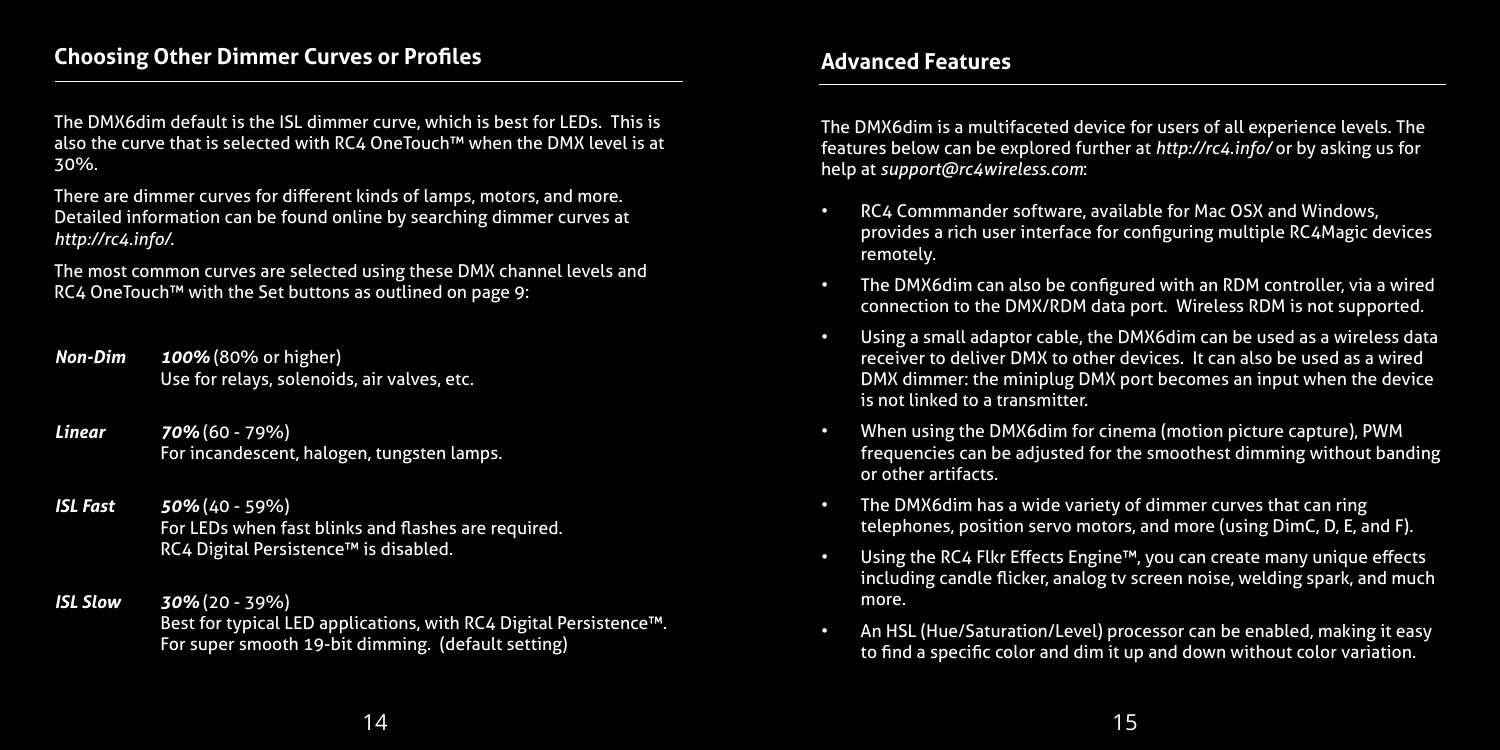## Choosing Other Dimmer Curves or Profiles

The DMX6dim default is the ISL dimmer curve, which is best for LEDs. This is also the curve that is selected with RC4 OneTouch™ when the DMX level is at 30%.

There are dimmer curves for different kinds of lamps, motors, and more. Detailed information can be found online by searching dimmer curves at *http://rc4.info/*.

The most common curves are selected using these DMX channel levels and RC4 OneTouch™ with the Set buttons as outlined on page 9:

***Non-Dim*** ***100%*** (80% or higher)
Use for relays, solenoids, air valves, etc.

***Linear*** ***70%*** (60 - 79%)
For incandescent, halogen, tungsten lamps.

***ISL Fast*** ***50%*** (40 - 59%)
For LEDs when fast blinks and flashes are required.
RC4 Digital Persistence™ is disabled.

***ISL Slow*** ***30%*** (20 - 39%)
Best for typical LED applications, with RC4 Digital Persistence™.
For super smooth 19-bit dimming. (default setting)

## Advanced Features

The DMX6dim is a multifaceted device for users of all experience levels. The features below can be explored further at *http://rc4.info/* or by asking us for help at *support@rc4wireless.com*:

- RC4 Commmander software, available for Mac OSX and Windows, provides a rich user interface for configuring multiple RC4Magic devices remotely.
- The DMX6dim can also be configured with an RDM controller, via a wired connection to the DMX/RDM data port. Wireless RDM is not supported.
- Using a small adaptor cable, the DMX6dim can be used as a wireless data receiver to deliver DMX to other devices. It can also be used as a wired DMX dimmer: the miniplug DMX port becomes an input when the device is not linked to a transmitter.
- When using the DMX6dim for cinema (motion picture capture), PWM frequencies can be adjusted for the smoothest dimming without banding or other artifacts.
- The DMX6dim has a wide variety of dimmer curves that can ring telephones, position servo motors, and more (using DimC, D, E, and F).
- Using the RC4 Flkr Effects Engine™, you can create many unique effects including candle flicker, analog tv screen noise, welding spark, and much more.
- An HSL (Hue/Saturation/Level) processor can be enabled, making it easy to find a specific color and dim it up and down without color variation.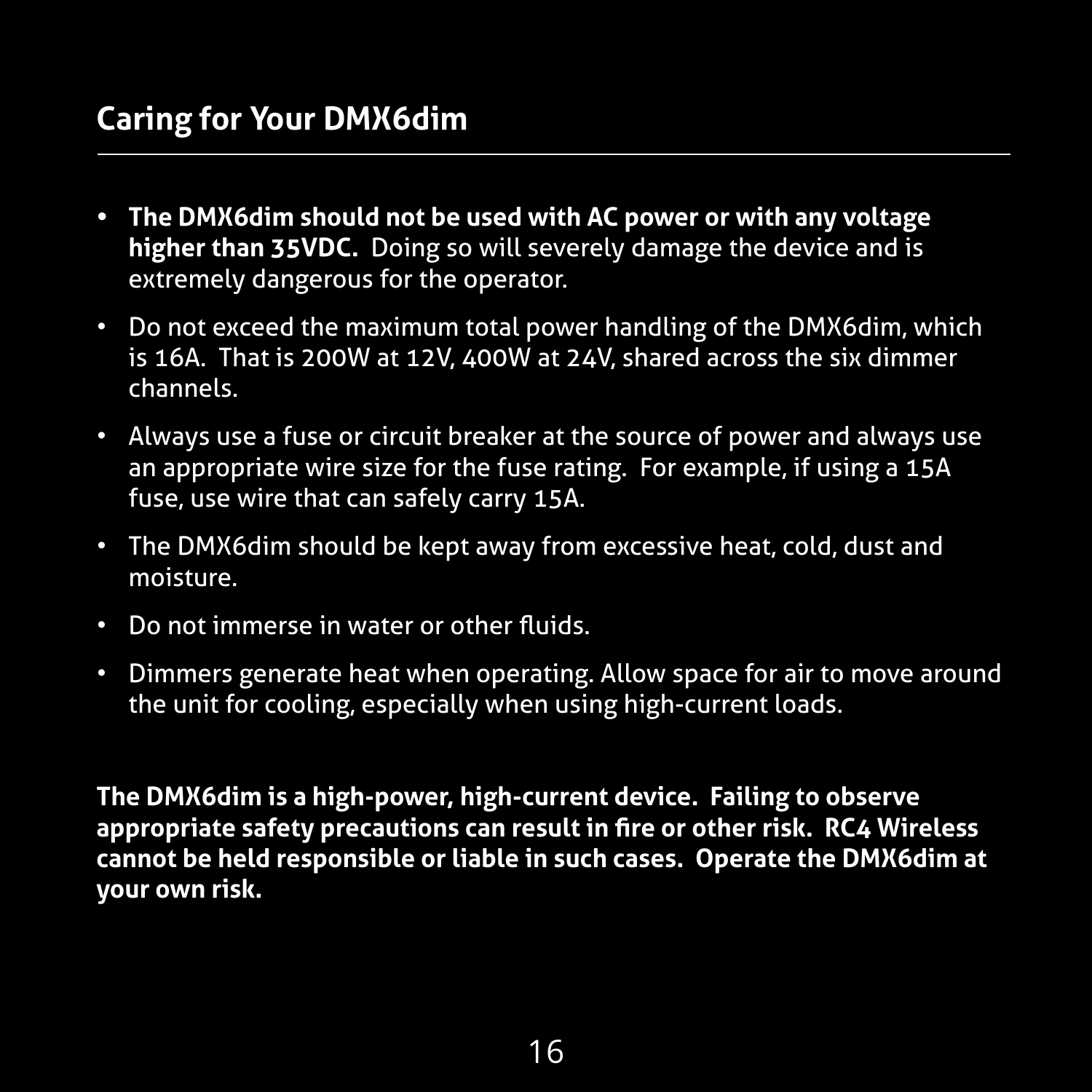## Caring for Your DMX6dim

- **The DMX6dim should not be used with AC power or with any voltage higher than 35VDC.** Doing so will severely damage the device and is extremely dangerous for the operator.
- Do not exceed the maximum total power handling of the DMX6dim, which is 16A. That is 200W at 12V, 400W at 24V, shared across the six dimmer channels.
- Always use a fuse or circuit breaker at the source of power and always use an appropriate wire size for the fuse rating. For example, if using a 15A fuse, use wire that can safely carry 15A.
- The DMX6dim should be kept away from excessive heat, cold, dust and moisture.
- Do not immerse in water or other fluids.
- Dimmers generate heat when operating. Allow space for air to move around the unit for cooling, especially when using high-current loads.

**The DMX6dim is a high-power, high-current device. Failing to observe appropriate safety precautions can result in fire or other risk. RC4 Wireless cannot be held responsible or liable in such cases. Operate the DMX6dim at your own risk.**